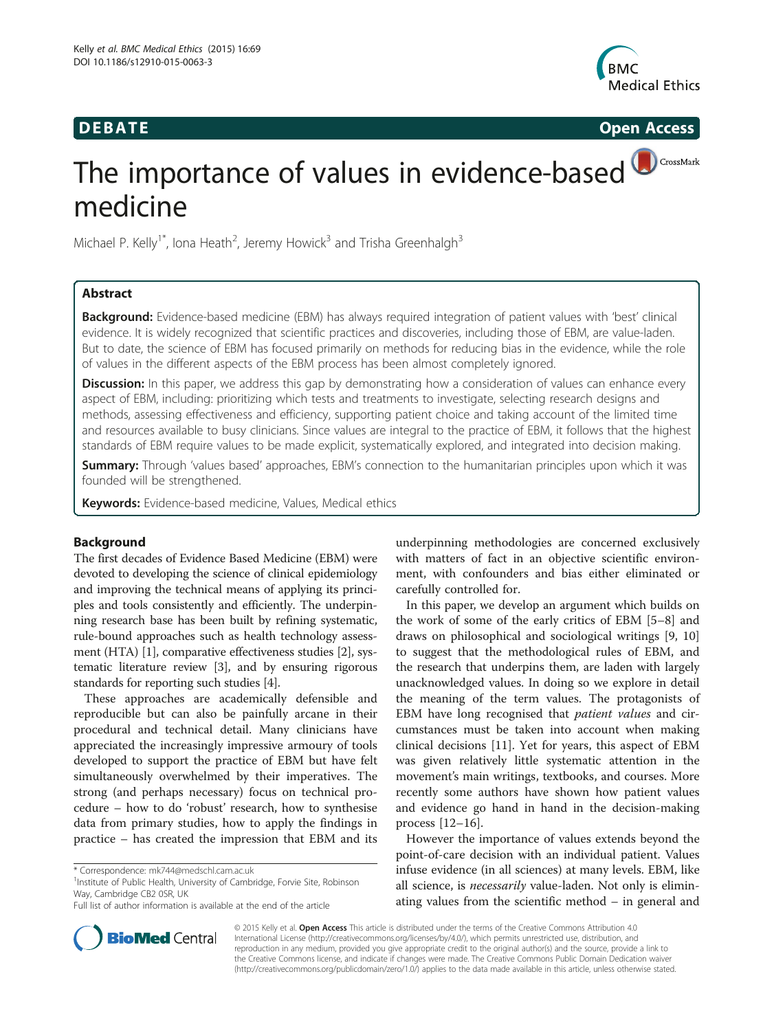DEBATE Open Access

# The importance of values in evidence-based medicine

Michael P. Kelly[1*], Iona Heath[2], Jeremy Howick[3] and Trisha Greenhalgh[3]

## Abstract

**Background:** Evidence-based medicine (EBM) has always required integration of patient values with 'best' clinical evidence. It is widely recognized that scientific practices and discoveries, including those of EBM, are value-laden. But to date, the science of EBM has focused primarily on methods for reducing bias in the evidence, while the role of values in the different aspects of the EBM process has been almost completely ignored.

**Discussion:** In this paper, we address this gap by demonstrating how a consideration of values can enhance every aspect of EBM, including: prioritizing which tests and treatments to investigate, selecting research designs and methods, assessing effectiveness and efficiency, supporting patient choice and taking account of the limited time and resources available to busy clinicians. Since values are integral to the practice of EBM, it follows that the highest standards of EBM require values to be made explicit, systematically explored, and integrated into decision making.

**Summary:** Through 'values based' approaches, EBM's connection to the humanitarian principles upon which it was founded will be strengthened.

**Keywords:** Evidence-based medicine, Values, Medical ethics

## Background

The first decades of Evidence Based Medicine (EBM) were devoted to developing the science of clinical epidemiology and improving the technical means of applying its principles and tools consistently and efficiently. The underpinning research base has been built by refining systematic, rule-bound approaches such as health technology assessment (HTA) [1], comparative effectiveness studies [2], systematic literature review [3], and by ensuring rigorous standards for reporting such studies [4].

These approaches are academically defensible and reproducible but can also be painfully arcane in their procedural and technical detail. Many clinicians have appreciated the increasingly impressive armoury of tools developed to support the practice of EBM but have felt simultaneously overwhelmed by their imperatives. The strong (and perhaps necessary) focus on technical procedure – how to do 'robust' research, how to synthesise data from primary studies, how to apply the findings in practice – has created the impression that EBM and its underpinning methodologies are concerned exclusively with matters of fact in an objective scientific environment, with confounders and bias either eliminated or carefully controlled for.

In this paper, we develop an argument which builds on the work of some of the early critics of EBM [5–8] and draws on philosophical and sociological writings [9, 10] to suggest that the methodological rules of EBM, and the research that underpins them, are laden with largely unacknowledged values. In doing so we explore in detail the meaning of the term values. The protagonists of EBM have long recognised that *patient values* and circumstances must be taken into account when making clinical decisions [11]. Yet for years, this aspect of EBM was given relatively little systematic attention in the movement's main writings, textbooks, and courses. More recently some authors have shown how patient values and evidence go hand in hand in the decision-making process [12–16].

However the importance of values extends beyond the point-of-care decision with an individual patient. Values infuse evidence (in all sciences) at many levels. EBM, like all science, is *necessarily* value-laden. Not only is eliminating values from the scientific method – in general and

* Correspondence: mk744@medschl.cam.ac.uk
[1]Institute of Public Health, University of Cambridge, Forvie Site, Robinson Way, Cambridge CB2 0SR, UK
Full list of author information is available at the end of the article

© 2015 Kelly et al. **Open Access** This article is distributed under the terms of the Creative Commons Attribution 4.0 International License (http://creativecommons.org/licenses/by/4.0/), which permits unrestricted use, distribution, and reproduction in any medium, provided you give appropriate credit to the original author(s) and the source, provide a link to the Creative Commons license, and indicate if changes were made. The Creative Commons Public Domain Dedication waiver (http://creativecommons.org/publicdomain/zero/1.0/) applies to the data made available in this article, unless otherwise stated.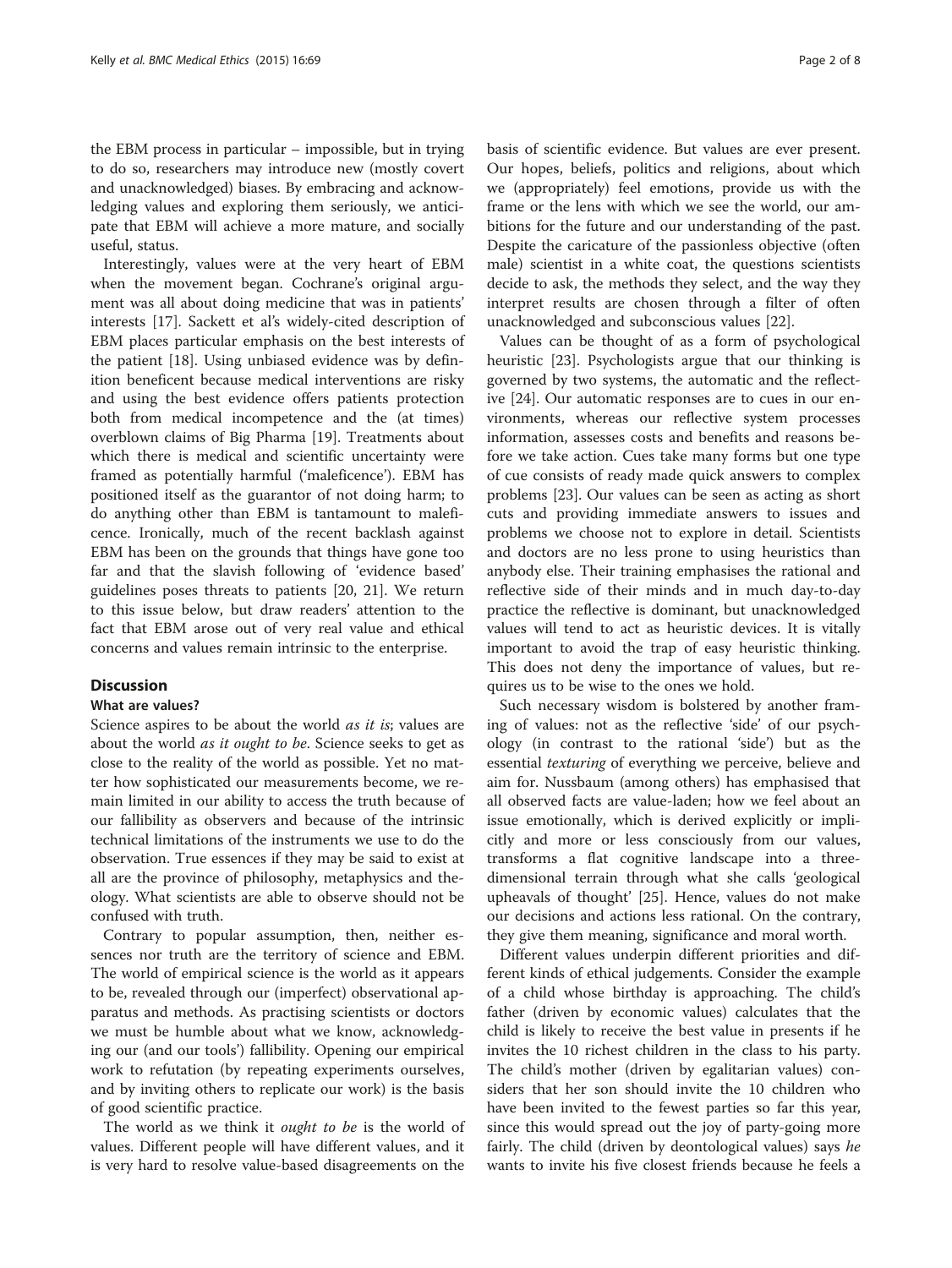the EBM process in particular – impossible, but in trying to do so, researchers may introduce new (mostly covert and unacknowledged) biases. By embracing and acknowledging values and exploring them seriously, we anticipate that EBM will achieve a more mature, and socially useful, status.

Interestingly, values were at the very heart of EBM when the movement began. Cochrane's original argument was all about doing medicine that was in patients' interests [17]. Sackett et al's widely-cited description of EBM places particular emphasis on the best interests of the patient [18]. Using unbiased evidence was by definition beneficent because medical interventions are risky and using the best evidence offers patients protection both from medical incompetence and the (at times) overblown claims of Big Pharma [19]. Treatments about which there is medical and scientific uncertainty were framed as potentially harmful ('maleficence'). EBM has positioned itself as the guarantor of not doing harm; to do anything other than EBM is tantamount to maleficence. Ironically, much of the recent backlash against EBM has been on the grounds that things have gone too far and that the slavish following of 'evidence based' guidelines poses threats to patients [20, 21]. We return to this issue below, but draw readers' attention to the fact that EBM arose out of very real value and ethical concerns and values remain intrinsic to the enterprise.

## Discussion

### What are values?

Science aspires to be about the world *as it is*; values are about the world *as it ought to be*. Science seeks to get as close to the reality of the world as possible. Yet no matter how sophisticated our measurements become, we remain limited in our ability to access the truth because of our fallibility as observers and because of the intrinsic technical limitations of the instruments we use to do the observation. True essences if they may be said to exist at all are the province of philosophy, metaphysics and theology. What scientists are able to observe should not be confused with truth.

Contrary to popular assumption, then, neither essences nor truth are the territory of science and EBM. The world of empirical science is the world as it appears to be, revealed through our (imperfect) observational apparatus and methods. As practising scientists or doctors we must be humble about what we know, acknowledging our (and our tools') fallibility. Opening our empirical work to refutation (by repeating experiments ourselves, and by inviting others to replicate our work) is the basis of good scientific practice.

The world as we think it *ought to be* is the world of values. Different people will have different values, and it is very hard to resolve value-based disagreements on the basis of scientific evidence. But values are ever present. Our hopes, beliefs, politics and religions, about which we (appropriately) feel emotions, provide us with the frame or the lens with which we see the world, our ambitions for the future and our understanding of the past. Despite the caricature of the passionless objective (often male) scientist in a white coat, the questions scientists decide to ask, the methods they select, and the way they interpret results are chosen through a filter of often unacknowledged and subconscious values [22].

Values can be thought of as a form of psychological heuristic [23]. Psychologists argue that our thinking is governed by two systems, the automatic and the reflective [24]. Our automatic responses are to cues in our environments, whereas our reflective system processes information, assesses costs and benefits and reasons before we take action. Cues take many forms but one type of cue consists of ready made quick answers to complex problems [23]. Our values can be seen as acting as short cuts and providing immediate answers to issues and problems we choose not to explore in detail. Scientists and doctors are no less prone to using heuristics than anybody else. Their training emphasises the rational and reflective side of their minds and in much day-to-day practice the reflective is dominant, but unacknowledged values will tend to act as heuristic devices. It is vitally important to avoid the trap of easy heuristic thinking. This does not deny the importance of values, but requires us to be wise to the ones we hold.

Such necessary wisdom is bolstered by another framing of values: not as the reflective 'side' of our psychology (in contrast to the rational 'side') but as the essential *texturing* of everything we perceive, believe and aim for. Nussbaum (among others) has emphasised that all observed facts are value-laden; how we feel about an issue emotionally, which is derived explicitly or implicitly and more or less consciously from our values, transforms a flat cognitive landscape into a three-dimensional terrain through what she calls 'geological upheavals of thought' [25]. Hence, values do not make our decisions and actions less rational. On the contrary, they give them meaning, significance and moral worth.

Different values underpin different priorities and different kinds of ethical judgements. Consider the example of a child whose birthday is approaching. The child's father (driven by economic values) calculates that the child is likely to receive the best value in presents if he invites the 10 richest children in the class to his party. The child's mother (driven by egalitarian values) considers that her son should invite the 10 children who have been invited to the fewest parties so far this year, since this would spread out the joy of party-going more fairly. The child (driven by deontological values) says *he* wants to invite his five closest friends because he feels a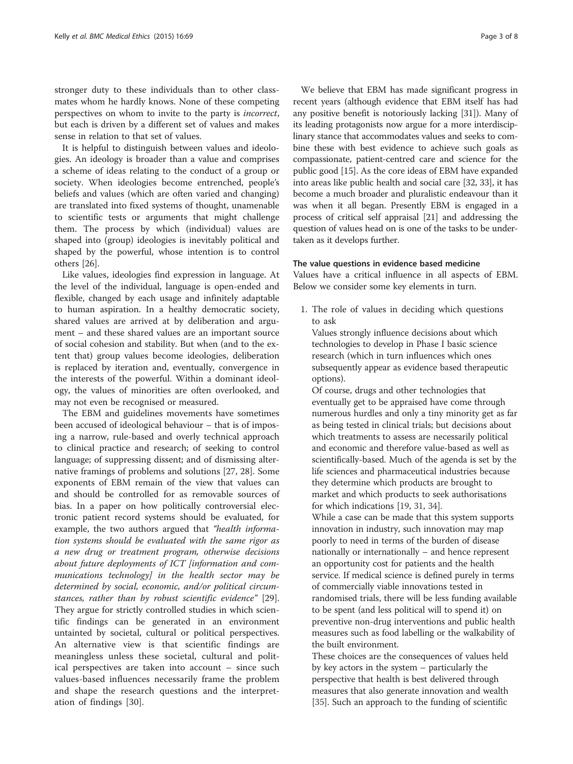stronger duty to these individuals than to other classmates whom he hardly knows. None of these competing perspectives on whom to invite to the party is *incorrect*, but each is driven by a different set of values and makes sense in relation to that set of values.

It is helpful to distinguish between values and ideologies. An ideology is broader than a value and comprises a scheme of ideas relating to the conduct of a group or society. When ideologies become entrenched, people's beliefs and values (which are often varied and changing) are translated into fixed systems of thought, unamenable to scientific tests or arguments that might challenge them. The process by which (individual) values are shaped into (group) ideologies is inevitably political and shaped by the powerful, whose intention is to control others [26].

Like values, ideologies find expression in language. At the level of the individual, language is open-ended and flexible, changed by each usage and infinitely adaptable to human aspiration. In a healthy democratic society, shared values are arrived at by deliberation and argument – and these shared values are an important source of social cohesion and stability. But when (and to the extent that) group values become ideologies, deliberation is replaced by iteration and, eventually, convergence in the interests of the powerful. Within a dominant ideology, the values of minorities are often overlooked, and may not even be recognised or measured.

The EBM and guidelines movements have sometimes been accused of ideological behaviour – that is of imposing a narrow, rule-based and overly technical approach to clinical practice and research; of seeking to control language; of suppressing dissent; and of dismissing alternative framings of problems and solutions [27, 28]. Some exponents of EBM remain of the view that values can and should be controlled for as removable sources of bias. In a paper on how politically controversial electronic patient record systems should be evaluated, for example, the two authors argued that *"health information systems should be evaluated with the same rigor as a new drug or treatment program, otherwise decisions about future deployments of ICT [information and communications technology] in the health sector may be determined by social, economic, and/or political circumstances, rather than by robust scientific evidence"* [29]. They argue for strictly controlled studies in which scientific findings can be generated in an environment untainted by societal, cultural or political perspectives. An alternative view is that scientific findings are meaningless unless these societal, cultural and political perspectives are taken into account – since such values-based influences necessarily frame the problem and shape the research questions and the interpretation of findings [30].

We believe that EBM has made significant progress in recent years (although evidence that EBM itself has had any positive benefit is notoriously lacking [31]). Many of its leading protagonists now argue for a more interdisciplinary stance that accommodates values and seeks to combine these with best evidence to achieve such goals as compassionate, patient-centred care and science for the public good [15]. As the core ideas of EBM have expanded into areas like public health and social care [32, 33], it has become a much broader and pluralistic endeavour than it was when it all began. Presently EBM is engaged in a process of critical self appraisal [21] and addressing the question of values head on is one of the tasks to be undertaken as it develops further.

### The value questions in evidence based medicine

Values have a critical influence in all aspects of EBM. Below we consider some key elements in turn.

1. The role of values in deciding which questions to ask

   Values strongly influence decisions about which technologies to develop in Phase I basic science research (which in turn influences which ones subsequently appear as evidence based therapeutic options).

   Of course, drugs and other technologies that eventually get to be appraised have come through numerous hurdles and only a tiny minority get as far as being tested in clinical trials; but decisions about which treatments to assess are necessarily political and economic and therefore value-based as well as scientifically-based. Much of the agenda is set by the life sciences and pharmaceutical industries because they determine which products are brought to market and which products to seek authorisations for which indications [19, 31, 34].

   While a case can be made that this system supports innovation in industry, such innovation may map poorly to need in terms of the burden of disease nationally or internationally – and hence represent an opportunity cost for patients and the health service. If medical science is defined purely in terms of commercially viable innovations tested in randomised trials, there will be less funding available to be spent (and less political will to spend it) on preventive non-drug interventions and public health measures such as food labelling or the walkability of the built environment.

   These choices are the consequences of values held by key actors in the system – particularly the perspective that health is best delivered through measures that also generate innovation and wealth [35]. Such an approach to the funding of scientific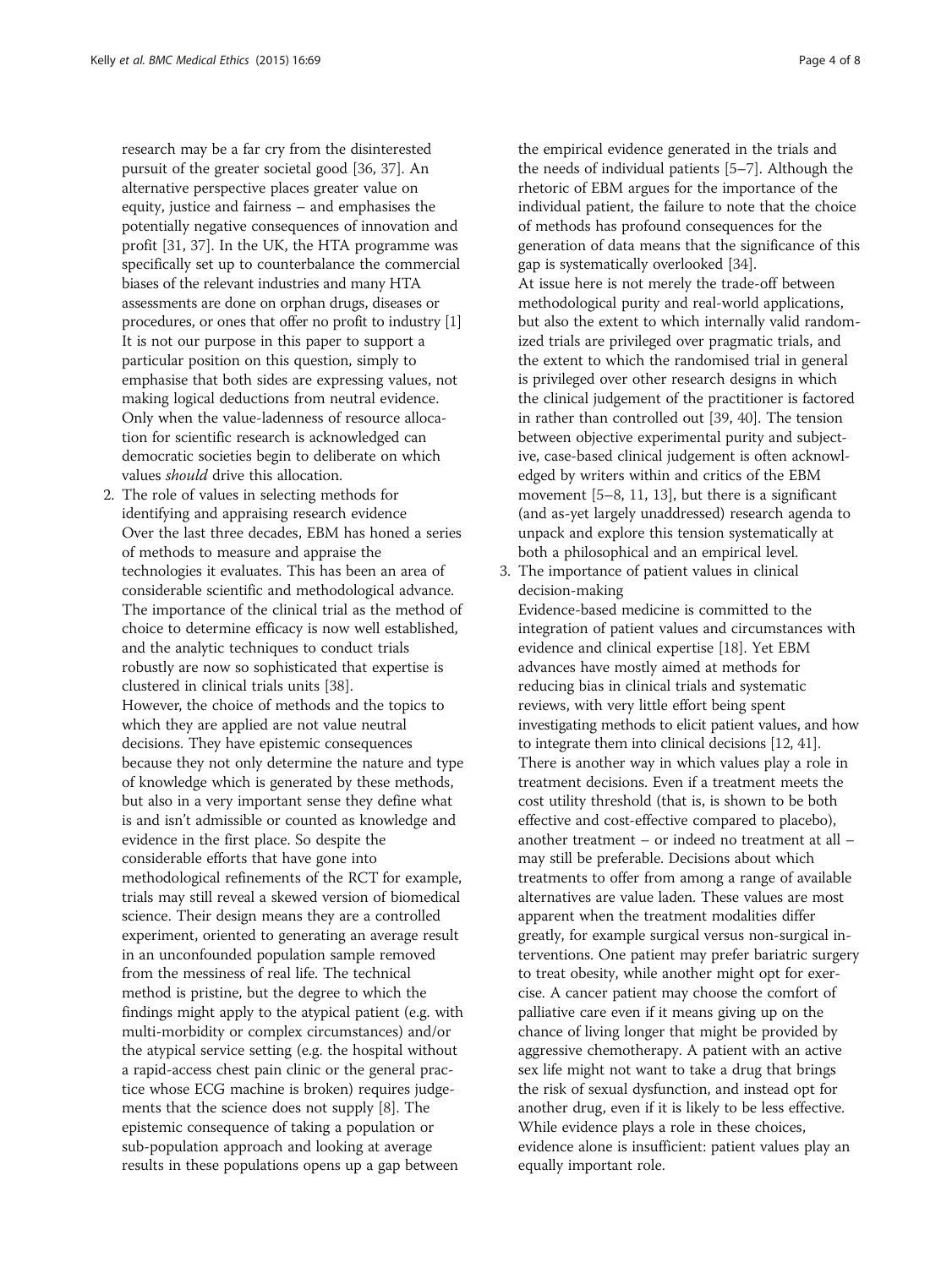research may be a far cry from the disinterested pursuit of the greater societal good [36, 37]. An alternative perspective places greater value on equity, justice and fairness – and emphasises the potentially negative consequences of innovation and profit [31, 37]. In the UK, the HTA programme was specifically set up to counterbalance the commercial biases of the relevant industries and many HTA assessments are done on orphan drugs, diseases or procedures, or ones that offer no profit to industry [1] It is not our purpose in this paper to support a particular position on this question, simply to emphasise that both sides are expressing values, not making logical deductions from neutral evidence. Only when the value-ladenness of resource allocation for scientific research is acknowledged can democratic societies begin to deliberate on which values *should* drive this allocation.

2. The role of values in selecting methods for identifying and appraising research evidence

   Over the last three decades, EBM has honed a series of methods to measure and appraise the technologies it evaluates. This has been an area of considerable scientific and methodological advance. The importance of the clinical trial as the method of choice to determine efficacy is now well established, and the analytic techniques to conduct trials robustly are now so sophisticated that expertise is clustered in clinical trials units [38].

   However, the choice of methods and the topics to which they are applied are not value neutral decisions. They have epistemic consequences because they not only determine the nature and type of knowledge which is generated by these methods, but also in a very important sense they define what is and isn't admissible or counted as knowledge and evidence in the first place. So despite the considerable efforts that have gone into methodological refinements of the RCT for example, trials may still reveal a skewed version of biomedical science. Their design means they are a controlled experiment, oriented to generating an average result in an unconfounded population sample removed from the messiness of real life. The technical method is pristine, but the degree to which the findings might apply to the atypical patient (e.g. with multi-morbidity or complex circumstances) and/or the atypical service setting (e.g. the hospital without a rapid-access chest pain clinic or the general practice whose ECG machine is broken) requires judgements that the science does not supply [8]. The epistemic consequence of taking a population or sub-population approach and looking at average results in these populations opens up a gap between the empirical evidence generated in the trials and the needs of individual patients [5–7]. Although the rhetoric of EBM argues for the importance of the individual patient, the failure to note that the choice of methods has profound consequences for the generation of data means that the significance of this gap is systematically overlooked [34].

   At issue here is not merely the trade-off between methodological purity and real-world applications, but also the extent to which internally valid randomized trials are privileged over pragmatic trials, and the extent to which the randomised trial in general is privileged over other research designs in which the clinical judgement of the practitioner is factored in rather than controlled out [39, 40]. The tension between objective experimental purity and subjective, case-based clinical judgement is often acknowledged by writers within and critics of the EBM movement [5–8, 11, 13], but there is a significant (and as-yet largely unaddressed) research agenda to unpack and explore this tension systematically at both a philosophical and an empirical level.

3. The importance of patient values in clinical decision-making

   Evidence-based medicine is committed to the integration of patient values and circumstances with evidence and clinical expertise [18]. Yet EBM advances have mostly aimed at methods for reducing bias in clinical trials and systematic reviews, with very little effort being spent investigating methods to elicit patient values, and how to integrate them into clinical decisions [12, 41].

   There is another way in which values play a role in treatment decisions. Even if a treatment meets the cost utility threshold (that is, is shown to be both effective and cost-effective compared to placebo), another treatment – or indeed no treatment at all – may still be preferable. Decisions about which treatments to offer from among a range of available alternatives are value laden. These values are most apparent when the treatment modalities differ greatly, for example surgical versus non-surgical interventions. One patient may prefer bariatric surgery to treat obesity, while another might opt for exercise. A cancer patient may choose the comfort of palliative care even if it means giving up on the chance of living longer that might be provided by aggressive chemotherapy. A patient with an active sex life might not want to take a drug that brings the risk of sexual dysfunction, and instead opt for another drug, even if it is likely to be less effective. While evidence plays a role in these choices, evidence alone is insufficient: patient values play an equally important role.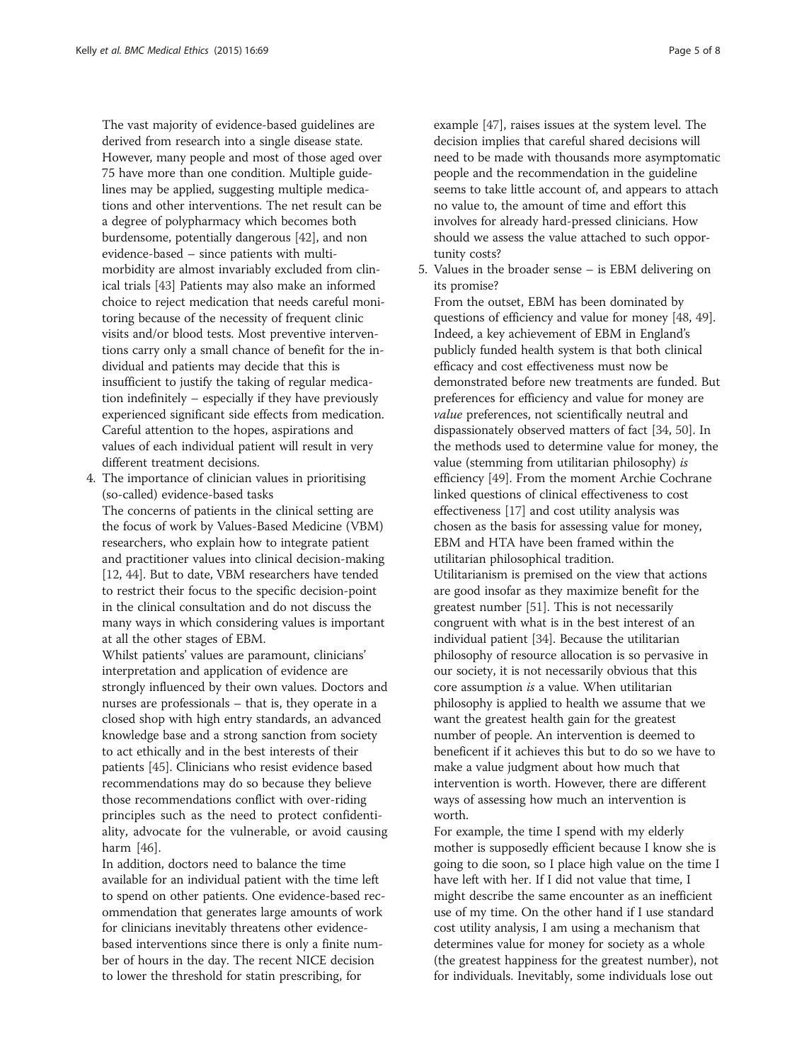The vast majority of evidence-based guidelines are derived from research into a single disease state. However, many people and most of those aged over 75 have more than one condition. Multiple guidelines may be applied, suggesting multiple medications and other interventions. The net result can be a degree of polypharmacy which becomes both burdensome, potentially dangerous [42], and non evidence-based – since patients with multi-morbidity are almost invariably excluded from clinical trials [43] Patients may also make an informed choice to reject medication that needs careful monitoring because of the necessity of frequent clinic visits and/or blood tests. Most preventive interventions carry only a small chance of benefit for the individual and patients may decide that this is insufficient to justify the taking of regular medication indefinitely – especially if they have previously experienced significant side effects from medication. Careful attention to the hopes, aspirations and values of each individual patient will result in very different treatment decisions.

4. The importance of clinician values in prioritising (so-called) evidence-based tasks

   The concerns of patients in the clinical setting are the focus of work by Values-Based Medicine (VBM) researchers, who explain how to integrate patient and practitioner values into clinical decision-making [12, 44]. But to date, VBM researchers have tended to restrict their focus to the specific decision-point in the clinical consultation and do not discuss the many ways in which considering values is important at all the other stages of EBM.

   Whilst patients' values are paramount, clinicians' interpretation and application of evidence are strongly influenced by their own values. Doctors and nurses are professionals – that is, they operate in a closed shop with high entry standards, an advanced knowledge base and a strong sanction from society to act ethically and in the best interests of their patients [45]. Clinicians who resist evidence based recommendations may do so because they believe those recommendations conflict with over-riding principles such as the need to protect confidentiality, advocate for the vulnerable, or avoid causing harm [46].

   In addition, doctors need to balance the time available for an individual patient with the time left to spend on other patients. One evidence-based recommendation that generates large amounts of work for clinicians inevitably threatens other evidence-based interventions since there is only a finite number of hours in the day. The recent NICE decision to lower the threshold for statin prescribing, for example [47], raises issues at the system level. The decision implies that careful shared decisions will need to be made with thousands more asymptomatic people and the recommendation in the guideline seems to take little account of, and appears to attach no value to, the amount of time and effort this involves for already hard-pressed clinicians. How should we assess the value attached to such opportunity costs?

5. Values in the broader sense – is EBM delivering on its promise?

   From the outset, EBM has been dominated by questions of efficiency and value for money [48, 49]. Indeed, a key achievement of EBM in England's publicly funded health system is that both clinical efficacy and cost effectiveness must now be demonstrated before new treatments are funded. But preferences for efficiency and value for money are *value* preferences, not scientifically neutral and dispassionately observed matters of fact [34, 50]. In the methods used to determine value for money, the value (stemming from utilitarian philosophy) *is* efficiency [49]. From the moment Archie Cochrane linked questions of clinical effectiveness to cost effectiveness [17] and cost utility analysis was chosen as the basis for assessing value for money, EBM and HTA have been framed within the utilitarian philosophical tradition.

   Utilitarianism is premised on the view that actions are good insofar as they maximize benefit for the greatest number [51]. This is not necessarily congruent with what is in the best interest of an individual patient [34]. Because the utilitarian philosophy of resource allocation is so pervasive in our society, it is not necessarily obvious that this core assumption *is* a value. When utilitarian philosophy is applied to health we assume that we want the greatest health gain for the greatest number of people. An intervention is deemed to beneficent if it achieves this but to do so we have to make a value judgment about how much that intervention is worth. However, there are different ways of assessing how much an intervention is worth.

   For example, the time I spend with my elderly mother is supposedly efficient because I know she is going to die soon, so I place high value on the time I have left with her. If I did not value that time, I might describe the same encounter as an inefficient use of my time. On the other hand if I use standard cost utility analysis, I am using a mechanism that determines value for money for society as a whole (the greatest happiness for the greatest number), not for individuals. Inevitably, some individuals lose out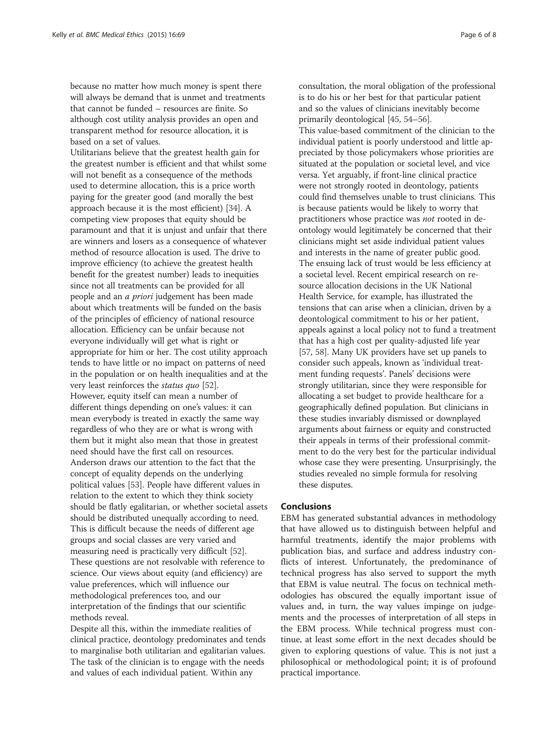because no matter how much money is spent there will always be demand that is unmet and treatments that cannot be funded – resources are finite. So although cost utility analysis provides an open and transparent method for resource allocation, it is based on a set of values.

Utilitarians believe that the greatest health gain for the greatest number is efficient and that whilst some will not benefit as a consequence of the methods used to determine allocation, this is a price worth paying for the greater good (and morally the best approach because it is the most efficient) [34]. A competing view proposes that equity should be paramount and that it is unjust and unfair that there are winners and losers as a consequence of whatever method of resource allocation is used. The drive to improve efficiency (to achieve the greatest health benefit for the greatest number) leads to inequities since not all treatments can be provided for all people and an *a priori* judgement has been made about which treatments will be funded on the basis of the principles of efficiency of national resource allocation. Efficiency can be unfair because not everyone individually will get what is right or appropriate for him or her. The cost utility approach tends to have little or no impact on patterns of need in the population or on health inequalities and at the very least reinforces the *status quo* [52].

However, equity itself can mean a number of different things depending on one's values: it can mean everybody is treated in exactly the same way regardless of who they are or what is wrong with them but it might also mean that those in greatest need should have the first call on resources. Anderson draws our attention to the fact that the concept of equality depends on the underlying political values [53]. People have different values in relation to the extent to which they think society should be flatly egalitarian, or whether societal assets should be distributed unequally according to need. This is difficult because the needs of different age groups and social classes are very varied and measuring need is practically very difficult [52]. These questions are not resolvable with reference to science. Our views about equity (and efficiency) are value preferences, which will influence our methodological preferences too, and our interpretation of the findings that our scientific methods reveal.

Despite all this, within the immediate realities of clinical practice, deontology predominates and tends to marginalise both utilitarian and egalitarian values. The task of the clinician is to engage with the needs and values of each individual patient. Within any consultation, the moral obligation of the professional is to do his or her best for that particular patient and so the values of clinicians inevitably become primarily deontological [45, 54–56].

This value-based commitment of the clinician to the individual patient is poorly understood and little appreciated by those policymakers whose priorities are situated at the population or societal level, and vice versa. Yet arguably, if front-line clinical practice were not strongly rooted in deontology, patients could find themselves unable to trust clinicians. This is because patients would be likely to worry that practitioners whose practice was *not* rooted in deontology would legitimately be concerned that their clinicians might set aside individual patient values and interests in the name of greater public good. The ensuing lack of trust would be less efficiency at a societal level. Recent empirical research on resource allocation decisions in the UK National Health Service, for example, has illustrated the tensions that can arise when a clinician, driven by a deontological commitment to his or her patient, appeals against a local policy not to fund a treatment that has a high cost per quality-adjusted life year [57, 58]. Many UK providers have set up panels to consider such appeals, known as 'individual treatment funding requests'. Panels' decisions were strongly utilitarian, since they were responsible for allocating a set budget to provide healthcare for a geographically defined population. But clinicians in these studies invariably dismissed or downplayed arguments about fairness or equity and constructed their appeals in terms of their professional commitment to do the very best for the particular individual whose case they were presenting. Unsurprisingly, the studies revealed no simple formula for resolving these disputes.

## Conclusions

EBM has generated substantial advances in methodology that have allowed us to distinguish between helpful and harmful treatments, identify the major problems with publication bias, and surface and address industry conflicts of interest. Unfortunately, the predominance of technical progress has also served to support the myth that EBM is value neutral. The focus on technical methodologies has obscured the equally important issue of values and, in turn, the way values impinge on judgements and the processes of interpretation of all steps in the EBM process. While technical progress must continue, at least some effort in the next decades should be given to exploring questions of value. This is not just a philosophical or methodological point; it is of profound practical importance.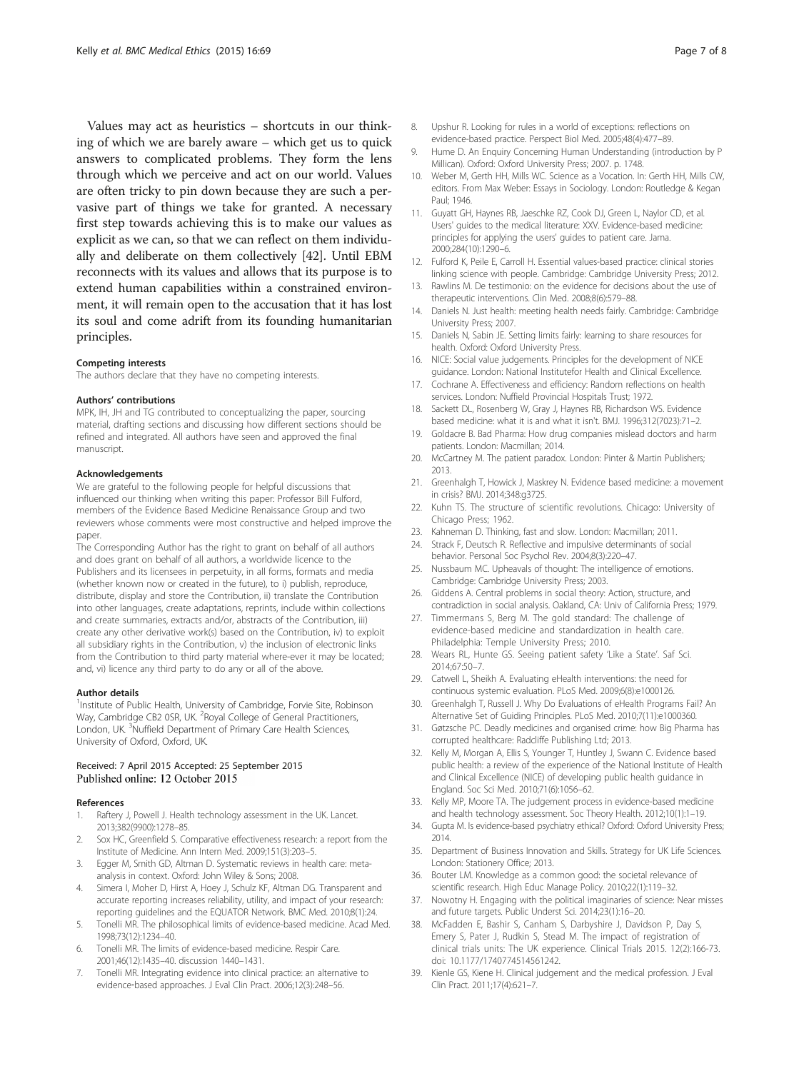Values may act as heuristics – shortcuts in our thinking of which we are barely aware – which get us to quick answers to complicated problems. They form the lens through which we perceive and act on our world. Values are often tricky to pin down because they are such a pervasive part of things we take for granted. A necessary first step towards achieving this is to make our values as explicit as we can, so that we can reflect on them individually and deliberate on them collectively [42]. Until EBM reconnects with its values and allows that its purpose is to extend human capabilities within a constrained environment, it will remain open to the accusation that it has lost its soul and come adrift from its founding humanitarian principles.

#### Competing interests

The authors declare that they have no competing interests.

#### Authors' contributions

MPK, IH, JH and TG contributed to conceptualizing the paper, sourcing material, drafting sections and discussing how different sections should be refined and integrated. All authors have seen and approved the final manuscript.

#### Acknowledgements

We are grateful to the following people for helpful discussions that influenced our thinking when writing this paper: Professor Bill Fulford, members of the Evidence Based Medicine Renaissance Group and two reviewers whose comments were most constructive and helped improve the paper.

The Corresponding Author has the right to grant on behalf of all authors and does grant on behalf of all authors, a worldwide licence to the Publishers and its licensees in perpetuity, in all forms, formats and media (whether known now or created in the future), to i) publish, reproduce, distribute, display and store the Contribution, ii) translate the Contribution into other languages, create adaptations, reprints, include within collections and create summaries, extracts and/or, abstracts of the Contribution, iii) create any other derivative work(s) based on the Contribution, iv) to exploit all subsidiary rights in the Contribution, v) the inclusion of electronic links from the Contribution to third party material where-ever it may be located; and, vi) licence any third party to do any or all of the above.

#### Author details

[1]Institute of Public Health, University of Cambridge, Forvie Site, Robinson Way, Cambridge CB2 0SR, UK. [2]Royal College of General Practitioners, London, UK. [3]Nuffield Department of Primary Care Health Sciences, University of Oxford, Oxford, UK.

Received: 7 April 2015 Accepted: 25 September 2015
Published online: 12 October 2015

#### References

1. Raftery J, Powell J. Health technology assessment in the UK. Lancet. 2013;382(9900):1278–85.
2. Sox HC, Greenfield S. Comparative effectiveness research: a report from the Institute of Medicine. Ann Intern Med. 2009;151(3):203–5.
3. Egger M, Smith GD, Altman D. Systematic reviews in health care: meta-analysis in context. Oxford: John Wiley & Sons; 2008.
4. Simera I, Moher D, Hirst A, Hoey J, Schulz KF, Altman DG. Transparent and accurate reporting increases reliability, utility, and impact of your research: reporting guidelines and the EQUATOR Network. BMC Med. 2010;8(1):24.
5. Tonelli MR. The philosophical limits of evidence-based medicine. Acad Med. 1998;73(12):1234–40.
6. Tonelli MR. The limits of evidence-based medicine. Respir Care. 2001;46(12):1435–40. discussion 1440–1431.
7. Tonelli MR. Integrating evidence into clinical practice: an alternative to evidence-based approaches. J Eval Clin Pract. 2006;12(3):248–56.
8. Upshur R. Looking for rules in a world of exceptions: reflections on evidence-based practice. Perspect Biol Med. 2005;48(4):477–89.
9. Hume D. An Enquiry Concerning Human Understanding (introduction by P Millican). Oxford: Oxford University Press; 2007. p. 1748.
10. Weber M, Gerth HH, Mills WC. Science as a Vocation. In: Gerth HH, Mills CW, editors. From Max Weber: Essays in Sociology. London: Routledge & Kegan Paul; 1946.
11. Guyatt GH, Haynes RB, Jaeschke RZ, Cook DJ, Green L, Naylor CD, et al. Users' guides to the medical literature: XXV. Evidence-based medicine: principles for applying the users' guides to patient care. Jama. 2000;284(10):1290–6.
12. Fulford K, Peile E, Carroll H. Essential values-based practice: clinical stories linking science with people. Cambridge: Cambridge University Press; 2012.
13. Rawlins M. De testimonio: on the evidence for decisions about the use of therapeutic interventions. Clin Med. 2008;8(6):579–88.
14. Daniels N. Just health: meeting health needs fairly. Cambridge: Cambridge University Press; 2007.
15. Daniels N, Sabin JE. Setting limits fairly: learning to share resources for health. Oxford: Oxford University Press.
16. NICE: Social value judgements. Principles for the development of NICE guidance. London: National Institutefor Health and Clinical Excellence.
17. Cochrane A. Effectiveness and efficiency: Random reflections on health services. London: Nuffield Provincial Hospitals Trust; 1972.
18. Sackett DL, Rosenberg W, Gray J, Haynes RB, Richardson WS. Evidence based medicine: what it is and what it isn't. BMJ. 1996;312(7023):71–2.
19. Goldacre B. Bad Pharma: How drug companies mislead doctors and harm patients. London: Macmillan; 2014.
20. McCartney M. The patient paradox. London: Pinter & Martin Publishers; 2013.
21. Greenhalgh T, Howick J, Maskrey N. Evidence based medicine: a movement in crisis? BMJ. 2014;348:g3725.
22. Kuhn TS. The structure of scientific revolutions. Chicago: University of Chicago Press; 1962.
23. Kahneman D. Thinking, fast and slow. London: Macmillan; 2011.
24. Strack F, Deutsch R. Reflective and impulsive determinants of social behavior. Personal Soc Psychol Rev. 2004;8(3):220–47.
25. Nussbaum MC. Upheavals of thought: The intelligence of emotions. Cambridge: Cambridge University Press; 2003.
26. Giddens A. Central problems in social theory: Action, structure, and contradiction in social analysis. Oakland, CA: Univ of California Press; 1979.
27. Timmermans S, Berg M. The gold standard: The challenge of evidence-based medicine and standardization in health care. Philadelphia: Temple University Press; 2010.
28. Wears RL, Hunte GS. Seeing patient safety 'Like a State'. Saf Sci. 2014;67:50–7.
29. Catwell L, Sheikh A. Evaluating eHealth interventions: the need for continuous systemic evaluation. PLoS Med. 2009;6(8):e1000126.
30. Greenhalgh T, Russell J. Why Do Evaluations of eHealth Programs Fail? An Alternative Set of Guiding Principles. PLoS Med. 2010;7(11):e1000360.
31. Gøtzsche PC. Deadly medicines and organised crime: how Big Pharma has corrupted healthcare: Radcliffe Publishing Ltd; 2013.
32. Kelly M, Morgan A, Ellis S, Younger T, Huntley J, Swann C. Evidence based public health: a review of the experience of the National Institute of Health and Clinical Excellence (NICE) of developing public health guidance in England. Soc Sci Med. 2010;71(6):1056–62.
33. Kelly MP, Moore TA. The judgement process in evidence-based medicine and health technology assessment. Soc Theory Health. 2012;10(1):1–19.
34. Gupta M. Is evidence-based psychiatry ethical? Oxford: Oxford University Press; 2014.
35. Department of Business Innovation and Skills. Strategy for UK Life Sciences. London: Stationery Office; 2013.
36. Bouter LM. Knowledge as a common good: the societal relevance of scientific research. High Educ Manage Policy. 2010;22(1):119–32.
37. Nowotny H. Engaging with the political imaginaries of science: Near misses and future targets. Public Underst Sci. 2014;23(1):16–20.
38. McFadden E, Bashir S, Canham S, Darbyshire J, Davidson P, Day S, Emery S, Pater J, Rudkin S, Stead M. The impact of registration of clinical trials units: The UK experience. Clinical Trials 2015. 12(2):166-73. doi: 10.1177/1740774514561242.
39. Kienle GS, Kiene H. Clinical judgement and the medical profession. J Eval Clin Pract. 2011;17(4):621–7.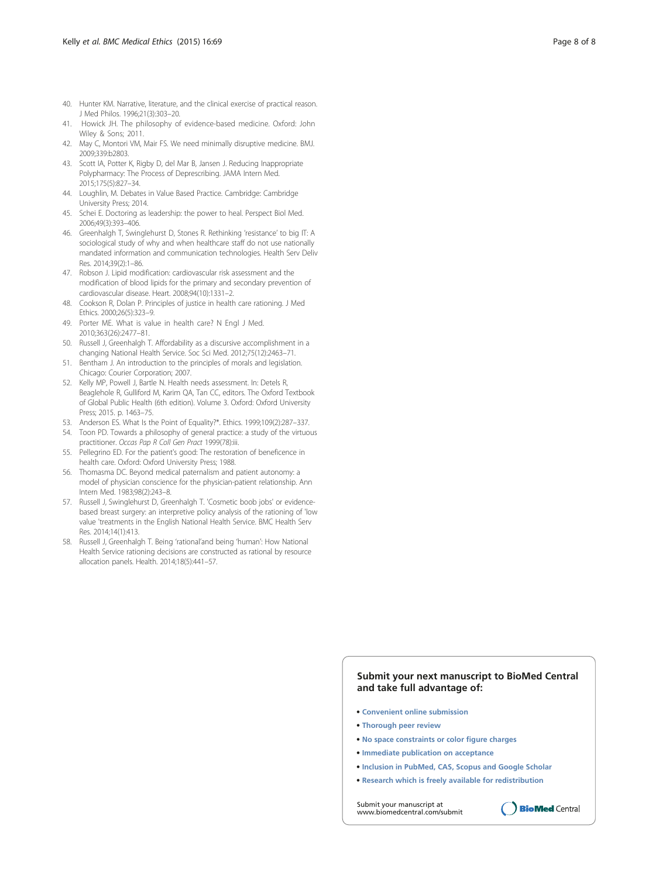40. Hunter KM. Narrative, literature, and the clinical exercise of practical reason. J Med Philos. 1996;21(3):303–20.
41. Howick JH. The philosophy of evidence-based medicine. Oxford: John Wiley & Sons; 2011.
42. May C, Montori VM, Mair FS. We need minimally disruptive medicine. BMJ. 2009;339:b2803.
43. Scott IA, Potter K, Rigby D, del Mar B, Jansen J. Reducing Inappropriate Polypharmacy: The Process of Deprescribing. JAMA Intern Med. 2015;175(5):827–34.
44. Loughlin, M. Debates in Value Based Practice. Cambridge: Cambridge University Press; 2014.
45. Schei E. Doctoring as leadership: the power to heal. Perspect Biol Med. 2006;49(3):393–406.
46. Greenhalgh T, Swinglehurst D, Stones R. Rethinking 'resistance' to big IT: A sociological study of why and when healthcare staff do not use nationally mandated information and communication technologies. Health Serv Deliv Res. 2014;39(2):1–86.
47. Robson J. Lipid modification: cardiovascular risk assessment and the modification of blood lipids for the primary and secondary prevention of cardiovascular disease. Heart. 2008;94(10):1331–2.
48. Cookson R, Dolan P. Principles of justice in health care rationing. J Med Ethics. 2000;26(5):323–9.
49. Porter ME. What is value in health care? N Engl J Med. 2010;363(26):2477–81.
50. Russell J, Greenhalgh T. Affordability as a discursive accomplishment in a changing National Health Service. Soc Sci Med. 2012;75(12):2463–71.
51. Bentham J. An introduction to the principles of morals and legislation. Chicago: Courier Corporation; 2007.
52. Kelly MP, Powell J, Bartle N. Health needs assessment. In: Detels R, Beaglehole R, Gulliford M, Karim QA, Tan CC, editors. The Oxford Textbook of Global Public Health (6th edition). Volume 3. Oxford: Oxford University Press; 2015. p. 1463–75.
53. Anderson ES. What Is the Point of Equality?*. Ethics. 1999;109(2):287–337.
54. Toon PD. Towards a philosophy of general practice: a study of the virtuous practitioner. *Occas Pap R Coll Gen Pract* 1999(78):iii.
55. Pellegrino ED. For the patient's good: The restoration of beneficence in health care. Oxford: Oxford University Press; 1988.
56. Thomasma DC. Beyond medical paternalism and patient autonomy: a model of physician conscience for the physician-patient relationship. Ann Intern Med. 1983;98(2):243–8.
57. Russell J, Swinglehurst D, Greenhalgh T. 'Cosmetic boob jobs' or evidence-based breast surgery: an interpretive policy analysis of the rationing of 'low value 'treatments in the English National Health Service. BMC Health Serv Res. 2014;14(1):413.
58. Russell J, Greenhalgh T. Being 'rational'and being 'human': How National Health Service rationing decisions are constructed as rational by resource allocation panels. Health. 2014;18(5):441–57.

**Submit your next manuscript to BioMed Central and take full advantage of:**

- **Convenient online submission**
- **Thorough peer review**
- **No space constraints or color figure charges**
- **Immediate publication on acceptance**
- **Inclusion in PubMed, CAS, Scopus and Google Scholar**
- **Research which is freely available for redistribution**

Submit your manuscript at www.biomedcentral.com/submit

BioMed Central